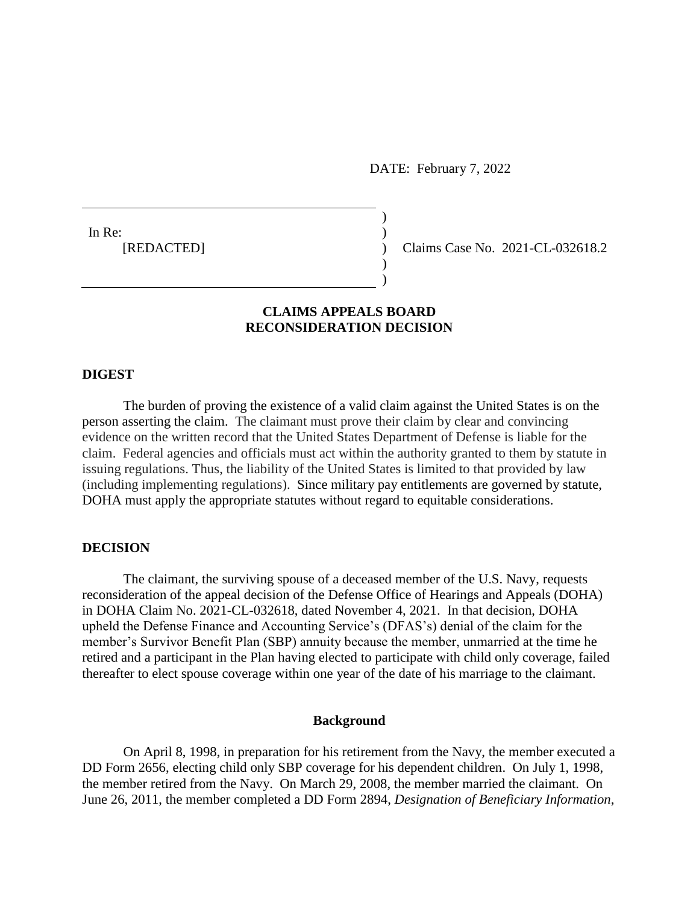DATE: February 7, 2022

In Re:
[REDACTED]

Claims Case No. 2021-CL-032618.2

**CLAIMS APPEALS BOARD**
**RECONSIDERATION DECISION**

## DIGEST

The burden of proving the existence of a valid claim against the United States is on the person asserting the claim. The claimant must prove their claim by clear and convincing evidence on the written record that the United States Department of Defense is liable for the claim. Federal agencies and officials must act within the authority granted to them by statute in issuing regulations. Thus, the liability of the United States is limited to that provided by law (including implementing regulations). Since military pay entitlements are governed by statute, DOHA must apply the appropriate statutes without regard to equitable considerations.

## DECISION

The claimant, the surviving spouse of a deceased member of the U.S. Navy, requests reconsideration of the appeal decision of the Defense Office of Hearings and Appeals (DOHA) in DOHA Claim No. 2021-CL-032618, dated November 4, 2021. In that decision, DOHA upheld the Defense Finance and Accounting Service's (DFAS's) denial of the claim for the member's Survivor Benefit Plan (SBP) annuity because the member, unmarried at the time he retired and a participant in the Plan having elected to participate with child only coverage, failed thereafter to elect spouse coverage within one year of the date of his marriage to the claimant.

### Background

On April 8, 1998, in preparation for his retirement from the Navy, the member executed a DD Form 2656, electing child only SBP coverage for his dependent children. On July 1, 1998, the member retired from the Navy. On March 29, 2008, the member married the claimant. On June 26, 2011, the member completed a DD Form 2894, *Designation of Beneficiary Information*,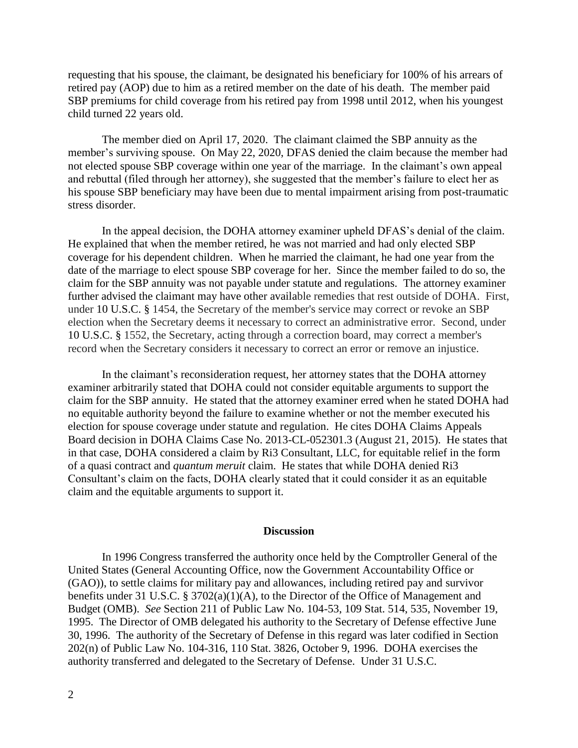requesting that his spouse, the claimant, be designated his beneficiary for 100% of his arrears of retired pay (AOP) due to him as a retired member on the date of his death. The member paid SBP premiums for child coverage from his retired pay from 1998 until 2012, when his youngest child turned 22 years old.

The member died on April 17, 2020. The claimant claimed the SBP annuity as the member's surviving spouse. On May 22, 2020, DFAS denied the claim because the member had not elected spouse SBP coverage within one year of the marriage. In the claimant's own appeal and rebuttal (filed through her attorney), she suggested that the member's failure to elect her as his spouse SBP beneficiary may have been due to mental impairment arising from post-traumatic stress disorder.

In the appeal decision, the DOHA attorney examiner upheld DFAS's denial of the claim. He explained that when the member retired, he was not married and had only elected SBP coverage for his dependent children. When he married the claimant, he had one year from the date of the marriage to elect spouse SBP coverage for her. Since the member failed to do so, the claim for the SBP annuity was not payable under statute and regulations. The attorney examiner further advised the claimant may have other available remedies that rest outside of DOHA. First, under 10 U.S.C. § 1454, the Secretary of the member's service may correct or revoke an SBP election when the Secretary deems it necessary to correct an administrative error. Second, under 10 U.S.C. § 1552, the Secretary, acting through a correction board, may correct a member's record when the Secretary considers it necessary to correct an error or remove an injustice.

In the claimant's reconsideration request, her attorney states that the DOHA attorney examiner arbitrarily stated that DOHA could not consider equitable arguments to support the claim for the SBP annuity. He stated that the attorney examiner erred when he stated DOHA had no equitable authority beyond the failure to examine whether or not the member executed his election for spouse coverage under statute and regulation. He cites DOHA Claims Appeals Board decision in DOHA Claims Case No. 2013-CL-052301.3 (August 21, 2015). He states that in that case, DOHA considered a claim by Ri3 Consultant, LLC, for equitable relief in the form of a quasi contract and *quantum meruit* claim. He states that while DOHA denied Ri3 Consultant's claim on the facts, DOHA clearly stated that it could consider it as an equitable claim and the equitable arguments to support it.

## Discussion

In 1996 Congress transferred the authority once held by the Comptroller General of the United States (General Accounting Office, now the Government Accountability Office or (GAO)), to settle claims for military pay and allowances, including retired pay and survivor benefits under 31 U.S.C. § 3702(a)(1)(A), to the Director of the Office of Management and Budget (OMB). *See* Section 211 of Public Law No. 104-53, 109 Stat. 514, 535, November 19, 1995. The Director of OMB delegated his authority to the Secretary of Defense effective June 30, 1996. The authority of the Secretary of Defense in this regard was later codified in Section 202(n) of Public Law No. 104-316, 110 Stat. 3826, October 9, 1996. DOHA exercises the authority transferred and delegated to the Secretary of Defense. Under 31 U.S.C.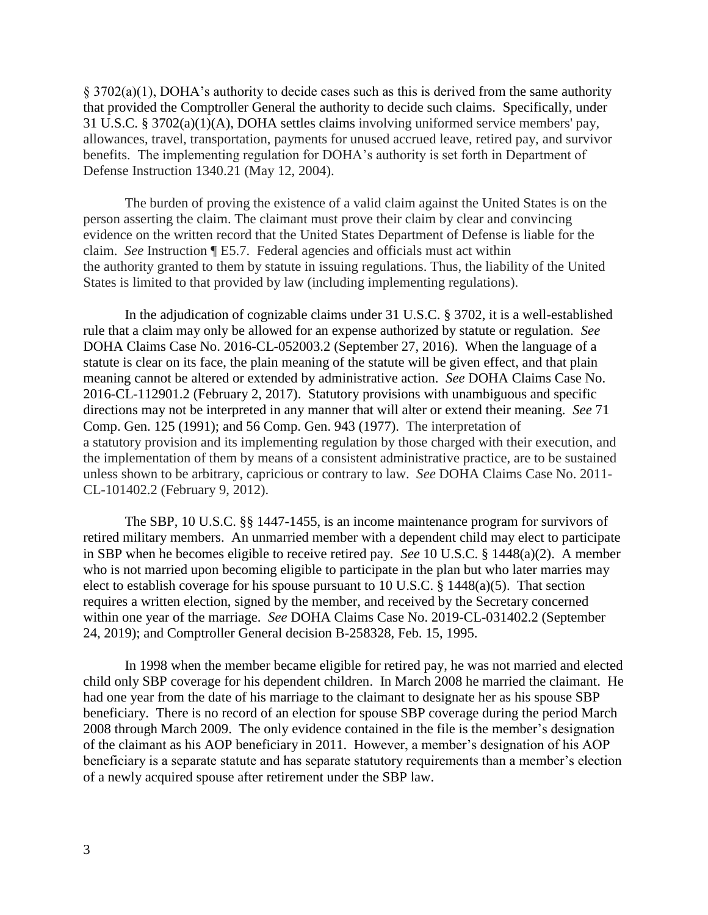§ 3702(a)(1), DOHA's authority to decide cases such as this is derived from the same authority that provided the Comptroller General the authority to decide such claims. Specifically, under 31 U.S.C. § 3702(a)(1)(A), DOHA settles claims involving uniformed service members' pay, allowances, travel, transportation, payments for unused accrued leave, retired pay, and survivor benefits. The implementing regulation for DOHA's authority is set forth in Department of Defense Instruction 1340.21 (May 12, 2004).

The burden of proving the existence of a valid claim against the United States is on the person asserting the claim. The claimant must prove their claim by clear and convincing evidence on the written record that the United States Department of Defense is liable for the claim. *See* Instruction ¶ E5.7. Federal agencies and officials must act within the authority granted to them by statute in issuing regulations. Thus, the liability of the United States is limited to that provided by law (including implementing regulations).

In the adjudication of cognizable claims under 31 U.S.C. § 3702, it is a well-established rule that a claim may only be allowed for an expense authorized by statute or regulation. *See* DOHA Claims Case No. 2016-CL-052003.2 (September 27, 2016). When the language of a statute is clear on its face, the plain meaning of the statute will be given effect, and that plain meaning cannot be altered or extended by administrative action. *See* DOHA Claims Case No. 2016-CL-112901.2 (February 2, 2017). Statutory provisions with unambiguous and specific directions may not be interpreted in any manner that will alter or extend their meaning. *See* 71 Comp. Gen. 125 (1991); and 56 Comp. Gen. 943 (1977). The interpretation of a statutory provision and its implementing regulation by those charged with their execution, and the implementation of them by means of a consistent administrative practice, are to be sustained unless shown to be arbitrary, capricious or contrary to law. *See* DOHA Claims Case No. 2011-CL-101402.2 (February 9, 2012).

The SBP, 10 U.S.C. §§ 1447-1455, is an income maintenance program for survivors of retired military members. An unmarried member with a dependent child may elect to participate in SBP when he becomes eligible to receive retired pay. *See* 10 U.S.C. § 1448(a)(2). A member who is not married upon becoming eligible to participate in the plan but who later marries may elect to establish coverage for his spouse pursuant to 10 U.S.C. § 1448(a)(5). That section requires a written election, signed by the member, and received by the Secretary concerned within one year of the marriage. *See* DOHA Claims Case No. 2019-CL-031402.2 (September 24, 2019); and Comptroller General decision B-258328, Feb. 15, 1995.

In 1998 when the member became eligible for retired pay, he was not married and elected child only SBP coverage for his dependent children. In March 2008 he married the claimant. He had one year from the date of his marriage to the claimant to designate her as his spouse SBP beneficiary. There is no record of an election for spouse SBP coverage during the period March 2008 through March 2009. The only evidence contained in the file is the member's designation of the claimant as his AOP beneficiary in 2011. However, a member's designation of his AOP beneficiary is a separate statute and has separate statutory requirements than a member's election of a newly acquired spouse after retirement under the SBP law.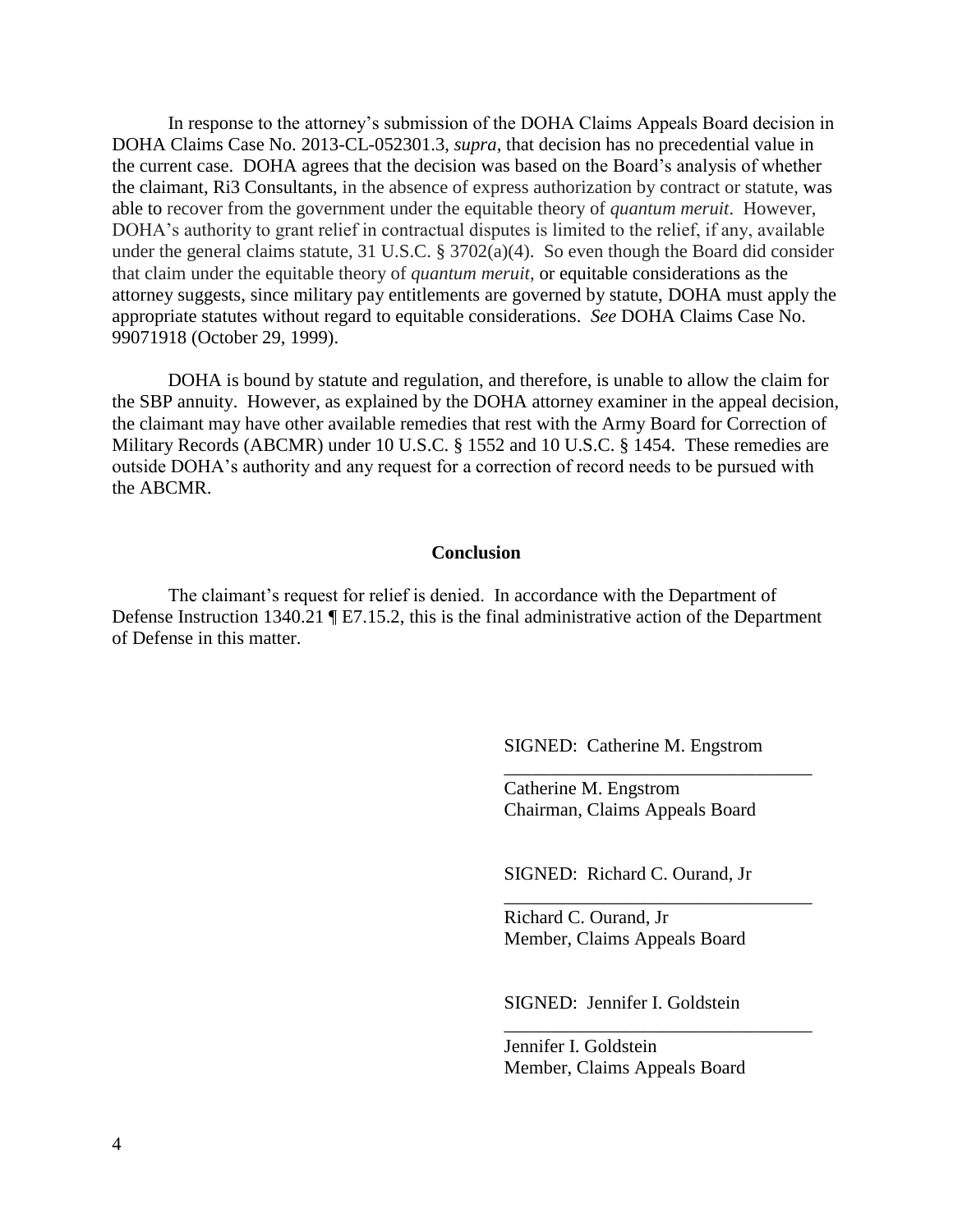In response to the attorney's submission of the DOHA Claims Appeals Board decision in DOHA Claims Case No. 2013-CL-052301.3, *supra*, that decision has no precedential value in the current case. DOHA agrees that the decision was based on the Board's analysis of whether the claimant, Ri3 Consultants, in the absence of express authorization by contract or statute, was able to recover from the government under the equitable theory of *quantum meruit*. However, DOHA's authority to grant relief in contractual disputes is limited to the relief, if any, available under the general claims statute, 31 U.S.C. § 3702(a)(4). So even though the Board did consider that claim under the equitable theory of *quantum meruit*, or equitable considerations as the attorney suggests, since military pay entitlements are governed by statute, DOHA must apply the appropriate statutes without regard to equitable considerations. *See* DOHA Claims Case No. 99071918 (October 29, 1999).

DOHA is bound by statute and regulation, and therefore, is unable to allow the claim for the SBP annuity. However, as explained by the DOHA attorney examiner in the appeal decision, the claimant may have other available remedies that rest with the Army Board for Correction of Military Records (ABCMR) under 10 U.S.C. § 1552 and 10 U.S.C. § 1454. These remedies are outside DOHA's authority and any request for a correction of record needs to be pursued with the ABCMR.

**Conclusion**

The claimant's request for relief is denied. In accordance with the Department of Defense Instruction 1340.21 ¶ E7.15.2, this is the final administrative action of the Department of Defense in this matter.

SIGNED: Catherine M. Engstrom

Catherine M. Engstrom
Chairman, Claims Appeals Board

SIGNED: Richard C. Ourand, Jr

Richard C. Ourand, Jr
Member, Claims Appeals Board

SIGNED: Jennifer I. Goldstein

Jennifer I. Goldstein
Member, Claims Appeals Board